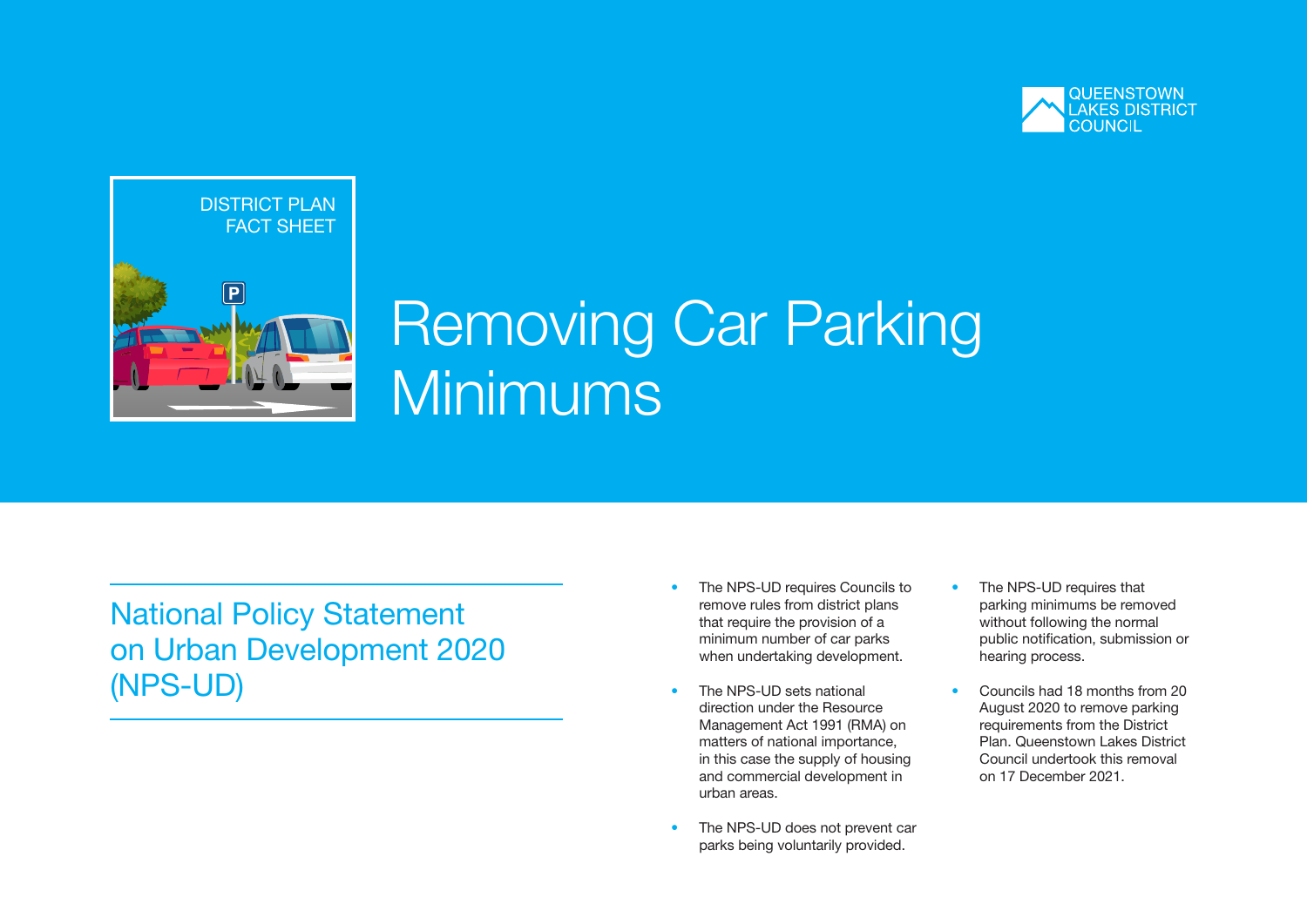QUEENSTOWN LAKES DISTRICT COUNCIL

DISTRICT PLAN FACT SHEET

# Removing Car Parking Minimums

## National Policy Statement on Urban Development 2020 (NPS-UD)

- The NPS-UD requires Councils to remove rules from district plans that require the provision of a minimum number of car parks when undertaking development.
- The NPS-UD sets national direction under the Resource Management Act 1991 (RMA) on matters of national importance, in this case the supply of housing and commercial development in urban areas.
- The NPS-UD does not prevent car parks being voluntarily provided.
- The NPS-UD requires that parking minimums be removed without following the normal public notification, submission or hearing process.
- Councils had 18 months from 20 August 2020 to remove parking requirements from the District Plan. Queenstown Lakes District Council undertook this removal on 17 December 2021.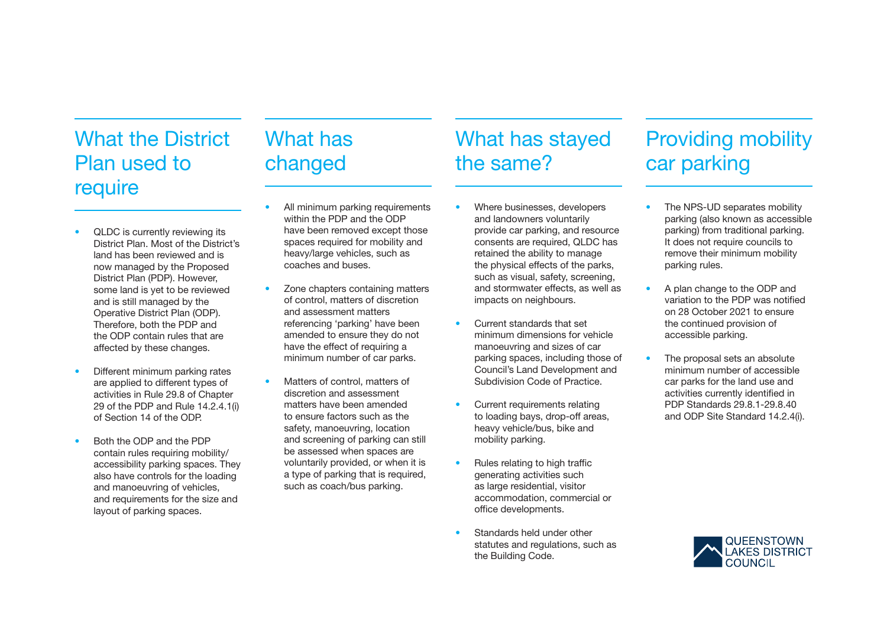## What the District Plan used to require

- QLDC is currently reviewing its District Plan. Most of the District's land has been reviewed and is now managed by the Proposed District Plan (PDP). However, some land is yet to be reviewed and is still managed by the Operative District Plan (ODP). Therefore, both the PDP and the ODP contain rules that are affected by these changes.
- Different minimum parking rates are applied to different types of activities in Rule 29.8 of Chapter 29 of the PDP and Rule 14.2.4.1(i) of Section 14 of the ODP.
- Both the ODP and the PDP contain rules requiring mobility/accessibility parking spaces. They also have controls for the loading and manoeuvring of vehicles, and requirements for the size and layout of parking spaces.

## What has changed

- All minimum parking requirements within the PDP and the ODP have been removed except those spaces required for mobility and heavy/large vehicles, such as coaches and buses.
- Zone chapters containing matters of control, matters of discretion and assessment matters referencing 'parking' have been amended to ensure they do not have the effect of requiring a minimum number of car parks.
- Matters of control, matters of discretion and assessment matters have been amended to ensure factors such as the safety, manoeuvring, location and screening of parking can still be assessed when spaces are voluntarily provided, or when it is a type of parking that is required, such as coach/bus parking.

## What has stayed the same?

- Where businesses, developers and landowners voluntarily provide car parking, and resource consents are required, QLDC has retained the ability to manage the physical effects of the parks, such as visual, safety, screening, and stormwater effects, as well as impacts on neighbours.
- Current standards that set minimum dimensions for vehicle manoeuvring and sizes of car parking spaces, including those of Council's Land Development and Subdivision Code of Practice.
- Current requirements relating to loading bays, drop-off areas, heavy vehicle/bus, bike and mobility parking.
- Rules relating to high traffic generating activities such as large residential, visitor accommodation, commercial or office developments.
- Standards held under other statutes and regulations, such as the Building Code.

## Providing mobility car parking

- The NPS-UD separates mobility parking (also known as accessible parking) from traditional parking. It does not require councils to remove their minimum mobility parking rules.
- A plan change to the ODP and variation to the PDP was notified on 28 October 2021 to ensure the continued provision of accessible parking.
- The proposal sets an absolute minimum number of accessible car parks for the land use and activities currently identified in PDP Standards 29.8.1-29.8.40 and ODP Site Standard 14.2.4(i).

QUEENSTOWN LAKES DISTRICT COUNCIL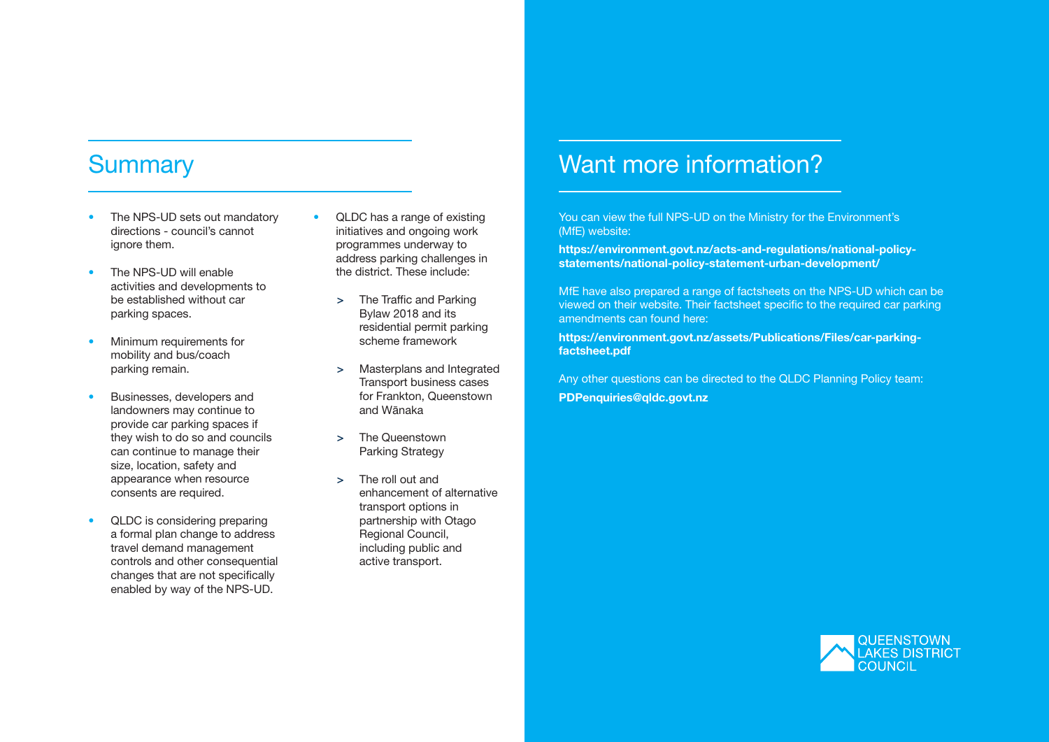## Summary

- The NPS-UD sets out mandatory directions - council's cannot ignore them.
- The NPS-UD will enable activities and developments to be established without car parking spaces.
- Minimum requirements for mobility and bus/coach parking remain.
- Businesses, developers and landowners may continue to provide car parking spaces if they wish to do so and councils can continue to manage their size, location, safety and appearance when resource consents are required.
- QLDC is considering preparing a formal plan change to address travel demand management controls and other consequential changes that are not specifically enabled by way of the NPS-UD.
- QLDC has a range of existing initiatives and ongoing work programmes underway to address parking challenges in the district. These include:
  - The Traffic and Parking Bylaw 2018 and its residential permit parking scheme framework
  - Masterplans and Integrated Transport business cases for Frankton, Queenstown and Wānaka
  - The Queenstown Parking Strategy
  - The roll out and enhancement of alternative transport options in partnership with Otago Regional Council, including public and active transport.

## Want more information?

You can view the full NPS-UD on the Ministry for the Environment's (MfE) website:

**https://environment.govt.nz/acts-and-regulations/national-policy-statements/national-policy-statement-urban-development/**

MfE have also prepared a range of factsheets on the NPS-UD which can be viewed on their website. Their factsheet specific to the required car parking amendments can found here:

**https://environment.govt.nz/assets/Publications/Files/car-parking-factsheet.pdf**

Any other questions can be directed to the QLDC Planning Policy team:

**PDPenquiries@qldc.govt.nz**

QUEENSTOWN LAKES DISTRICT COUNCIL